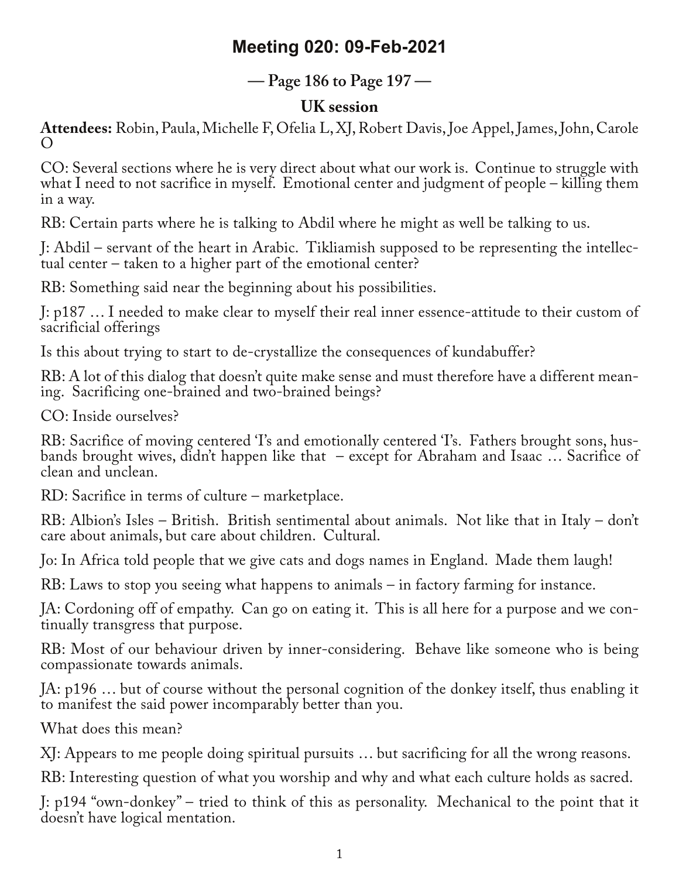# Meeting 020: 09-Feb-2021

## — Page 186 to Page 197 —

### UK session

**Attendees:** Robin, Paula, Michelle F, Ofelia L, XJ, Robert Davis, Joe Appel, James, John, Carole O

CO: Several sections where he is very direct about what our work is. Continue to struggle with what I need to not sacrifice in myself. Emotional center and judgment of people – killing them in a way.

RB: Certain parts where he is talking to Abdil where he might as well be talking to us.

J: Abdil – servant of the heart in Arabic. Tikliamish supposed to be representing the intellectual center – taken to a higher part of the emotional center?

RB: Something said near the beginning about his possibilities.

J: p187 … I needed to make clear to myself their real inner essence-attitude to their custom of sacrificial offerings

Is this about trying to start to de-crystallize the consequences of kundabuffer?

RB: A lot of this dialog that doesn't quite make sense and must therefore have a different meaning. Sacrificing one-brained and two-brained beings?

CO: Inside ourselves?

RB: Sacrifice of moving centered 'I's and emotionally centered 'I's. Fathers brought sons, husbands brought wives, didn't happen like that – except for Abraham and Isaac … Sacrifice of clean and unclean.

RD: Sacrifice in terms of culture – marketplace.

RB: Albion's Isles – British. British sentimental about animals. Not like that in Italy – don't care about animals, but care about children. Cultural.

Jo: In Africa told people that we give cats and dogs names in England. Made them laugh!

RB: Laws to stop you seeing what happens to animals – in factory farming for instance.

JA: Cordoning off of empathy. Can go on eating it. This is all here for a purpose and we continually transgress that purpose.

RB: Most of our behaviour driven by inner-considering. Behave like someone who is being compassionate towards animals.

JA: p196 … but of course without the personal cognition of the donkey itself, thus enabling it to manifest the said power incomparably better than you.

What does this mean?

XJ: Appears to me people doing spiritual pursuits … but sacrificing for all the wrong reasons.

RB: Interesting question of what you worship and why and what each culture holds as sacred.

J: p194 "own-donkey" – tried to think of this as personality. Mechanical to the point that it doesn't have logical mentation.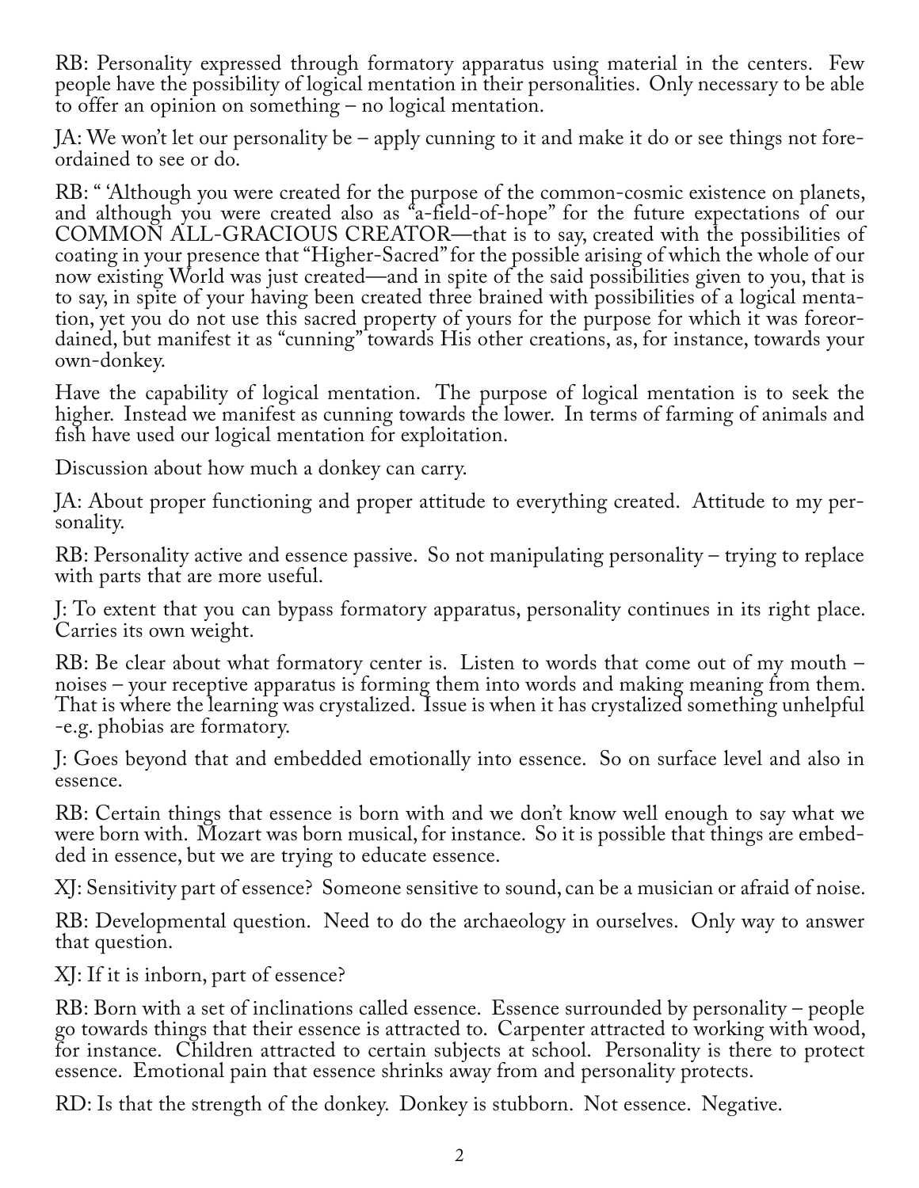RB: Personality expressed through formatory apparatus using material in the centers. Few people have the possibility of logical mentation in their personalities. Only necessary to be able to offer an opinion on something – no logical mentation.

JA: We won't let our personality be – apply cunning to it and make it do or see things not foreordained to see or do.

RB: " 'Although you were created for the purpose of the common-cosmic existence on planets, and although you were created also as "a-field-of-hope" for the future expectations of our COMMON ALL-GRACIOUS CREATOR—that is to say, created with the possibilities of coating in your presence that "Higher-Sacred" for the possible arising of which the whole of our now existing World was just created—and in spite of the said possibilities given to you, that is to say, in spite of your having been created three brained with possibilities of a logical mentation, yet you do not use this sacred property of yours for the purpose for which it was foreordained, but manifest it as "cunning" towards His other creations, as, for instance, towards your own-donkey.

Have the capability of logical mentation. The purpose of logical mentation is to seek the higher. Instead we manifest as cunning towards the lower. In terms of farming of animals and fish have used our logical mentation for exploitation.

Discussion about how much a donkey can carry.

JA: About proper functioning and proper attitude to everything created. Attitude to my personality.

RB: Personality active and essence passive. So not manipulating personality – trying to replace with parts that are more useful.

J: To extent that you can bypass formatory apparatus, personality continues in its right place. Carries its own weight.

RB: Be clear about what formatory center is. Listen to words that come out of my mouth – noises – your receptive apparatus is forming them into words and making meaning from them. That is where the learning was crystalized. Issue is when it has crystalized something unhelpful -e.g. phobias are formatory.

J: Goes beyond that and embedded emotionally into essence. So on surface level and also in essence.

RB: Certain things that essence is born with and we don't know well enough to say what we were born with. Mozart was born musical, for instance. So it is possible that things are embedded in essence, but we are trying to educate essence.

XJ: Sensitivity part of essence? Someone sensitive to sound, can be a musician or afraid of noise.

RB: Developmental question. Need to do the archaeology in ourselves. Only way to answer that question.

XJ: If it is inborn, part of essence?

RB: Born with a set of inclinations called essence. Essence surrounded by personality – people go towards things that their essence is attracted to. Carpenter attracted to working with wood, for instance. Children attracted to certain subjects at school. Personality is there to protect essence. Emotional pain that essence shrinks away from and personality protects.

RD: Is that the strength of the donkey. Donkey is stubborn. Not essence. Negative.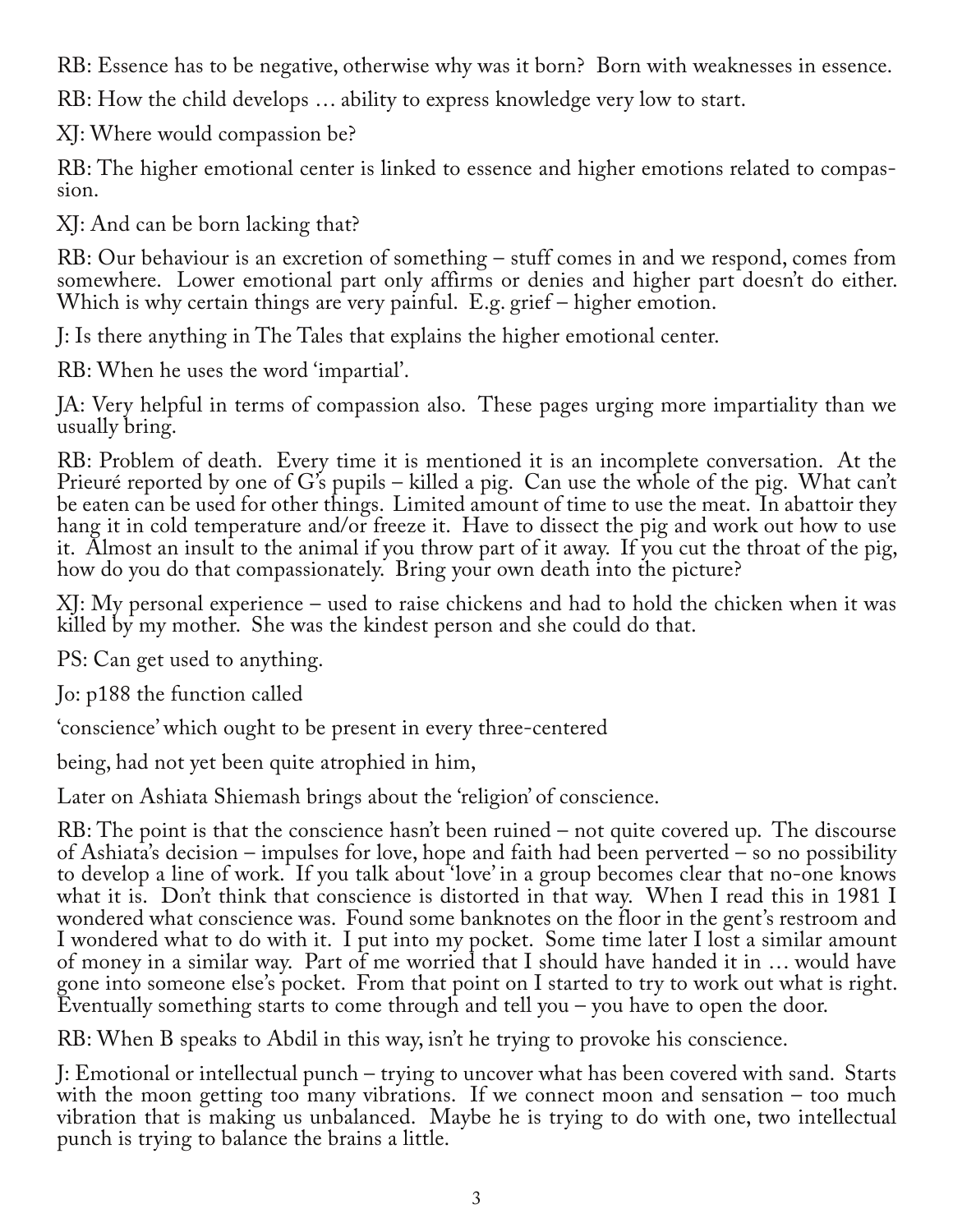RB: Essence has to be negative, otherwise why was it born? Born with weaknesses in essence.

RB: How the child develops … ability to express knowledge very low to start.

XJ: Where would compassion be?

RB: The higher emotional center is linked to essence and higher emotions related to compassion.

XJ: And can be born lacking that?

RB: Our behaviour is an excretion of something – stuff comes in and we respond, comes from somewhere. Lower emotional part only affirms or denies and higher part doesn't do either. Which is why certain things are very painful. E.g. grief – higher emotion.

J: Is there anything in The Tales that explains the higher emotional center.

RB: When he uses the word 'impartial'.

JA: Very helpful in terms of compassion also. These pages urging more impartiality than we usually bring.

RB: Problem of death. Every time it is mentioned it is an incomplete conversation. At the Prieuré reported by one of G's pupils – killed a pig. Can use the whole of the pig. What can't be eaten can be used for other things. Limited amount of time to use the meat. In abattoir they hang it in cold temperature and/or freeze it. Have to dissect the pig and work out how to use it. Almost an insult to the animal if you throw part of it away. If you cut the throat of the pig, how do you do that compassionately. Bring your own death into the picture?

XJ: My personal experience – used to raise chickens and had to hold the chicken when it was killed by my mother. She was the kindest person and she could do that.

PS: Can get used to anything.

Jo: p188 the function called

'conscience' which ought to be present in every three-centered

being, had not yet been quite atrophied in him,

Later on Ashiata Shiemash brings about the 'religion' of conscience.

RB: The point is that the conscience hasn't been ruined – not quite covered up. The discourse of Ashiata's decision – impulses for love, hope and faith had been perverted – so no possibility to develop a line of work. If you talk about 'love' in a group becomes clear that no-one knows what it is. Don't think that conscience is distorted in that way. When I read this in 1981 I wondered what conscience was. Found some banknotes on the floor in the gent's restroom and I wondered what to do with it. I put into my pocket. Some time later I lost a similar amount of money in a similar way. Part of me worried that I should have handed it in … would have gone into someone else's pocket. From that point on I started to try to work out what is right. Eventually something starts to come through and tell you – you have to open the door.

RB: When B speaks to Abdil in this way, isn't he trying to provoke his conscience.

J: Emotional or intellectual punch – trying to uncover what has been covered with sand. Starts with the moon getting too many vibrations. If we connect moon and sensation – too much vibration that is making us unbalanced. Maybe he is trying to do with one, two intellectual punch is trying to balance the brains a little.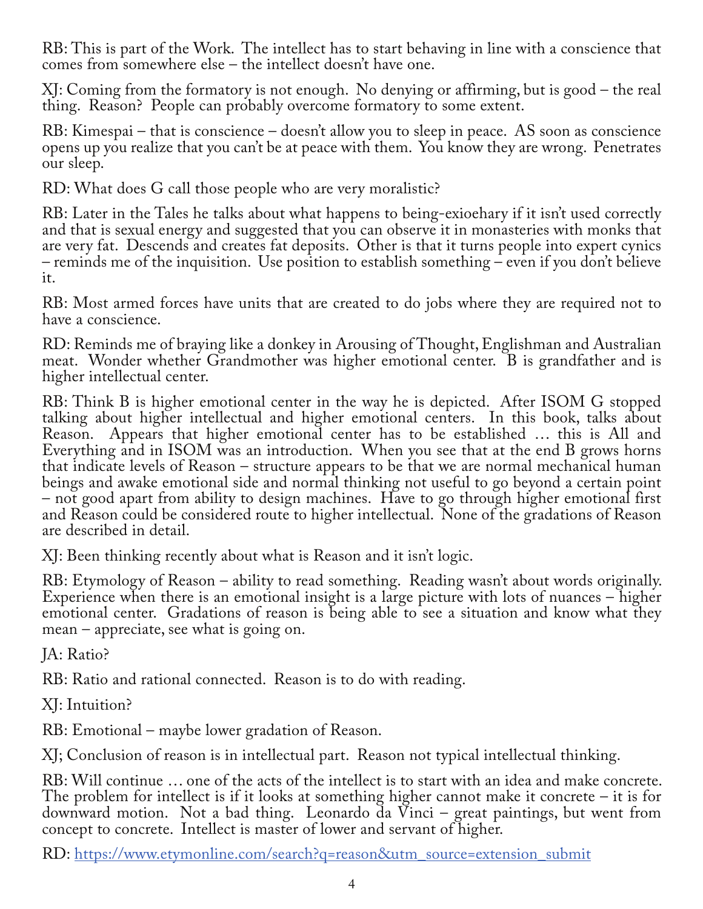RB: This is part of the Work. The intellect has to start behaving in line with a conscience that comes from somewhere else – the intellect doesn't have one.

XJ: Coming from the formatory is not enough. No denying or affirming, but is good – the real thing. Reason? People can probably overcome formatory to some extent.

RB: Kimespai – that is conscience – doesn't allow you to sleep in peace. AS soon as conscience opens up you realize that you can't be at peace with them. You know they are wrong. Penetrates our sleep.

RD: What does G call those people who are very moralistic?

RB: Later in the Tales he talks about what happens to being-exioehary if it isn't used correctly and that is sexual energy and suggested that you can observe it in monasteries with monks that are very fat. Descends and creates fat deposits. Other is that it turns people into expert cynics – reminds me of the inquisition. Use position to establish something – even if you don't believe it.

RB: Most armed forces have units that are created to do jobs where they are required not to have a conscience.

RD: Reminds me of braying like a donkey in Arousing of Thought, Englishman and Australian meat. Wonder whether Grandmother was higher emotional center. B is grandfather and is higher intellectual center.

RB: Think B is higher emotional center in the way he is depicted. After ISOM G stopped talking about higher intellectual and higher emotional centers. In this book, talks about Reason. Appears that higher emotional center has to be established … this is All and Everything and in ISOM was an introduction. When you see that at the end B grows horns that indicate levels of Reason – structure appears to be that we are normal mechanical human beings and awake emotional side and normal thinking not useful to go beyond a certain point – not good apart from ability to design machines. Have to go through higher emotional first and Reason could be considered route to higher intellectual. None of the gradations of Reason are described in detail.

XJ: Been thinking recently about what is Reason and it isn't logic.

RB: Etymology of Reason – ability to read something. Reading wasn't about words originally. Experience when there is an emotional insight is a large picture with lots of nuances – higher emotional center. Gradations of reason is being able to see a situation and know what they mean – appreciate, see what is going on.

JA: Ratio?

RB: Ratio and rational connected. Reason is to do with reading.

XJ: Intuition?

RB: Emotional – maybe lower gradation of Reason.

XJ; Conclusion of reason is in intellectual part. Reason not typical intellectual thinking.

RB: Will continue … one of the acts of the intellect is to start with an idea and make concrete. The problem for intellect is if it looks at something higher cannot make it concrete – it is for downward motion. Not a bad thing. Leonardo da Vinci – great paintings, but went from concept to concrete. Intellect is master of lower and servant of higher.

RD: [https://www.etymonline.com/search?q=reason&utm_source=extension_submit](https://www.etymonline.com/search?q=reason&utm_source=extension_submit)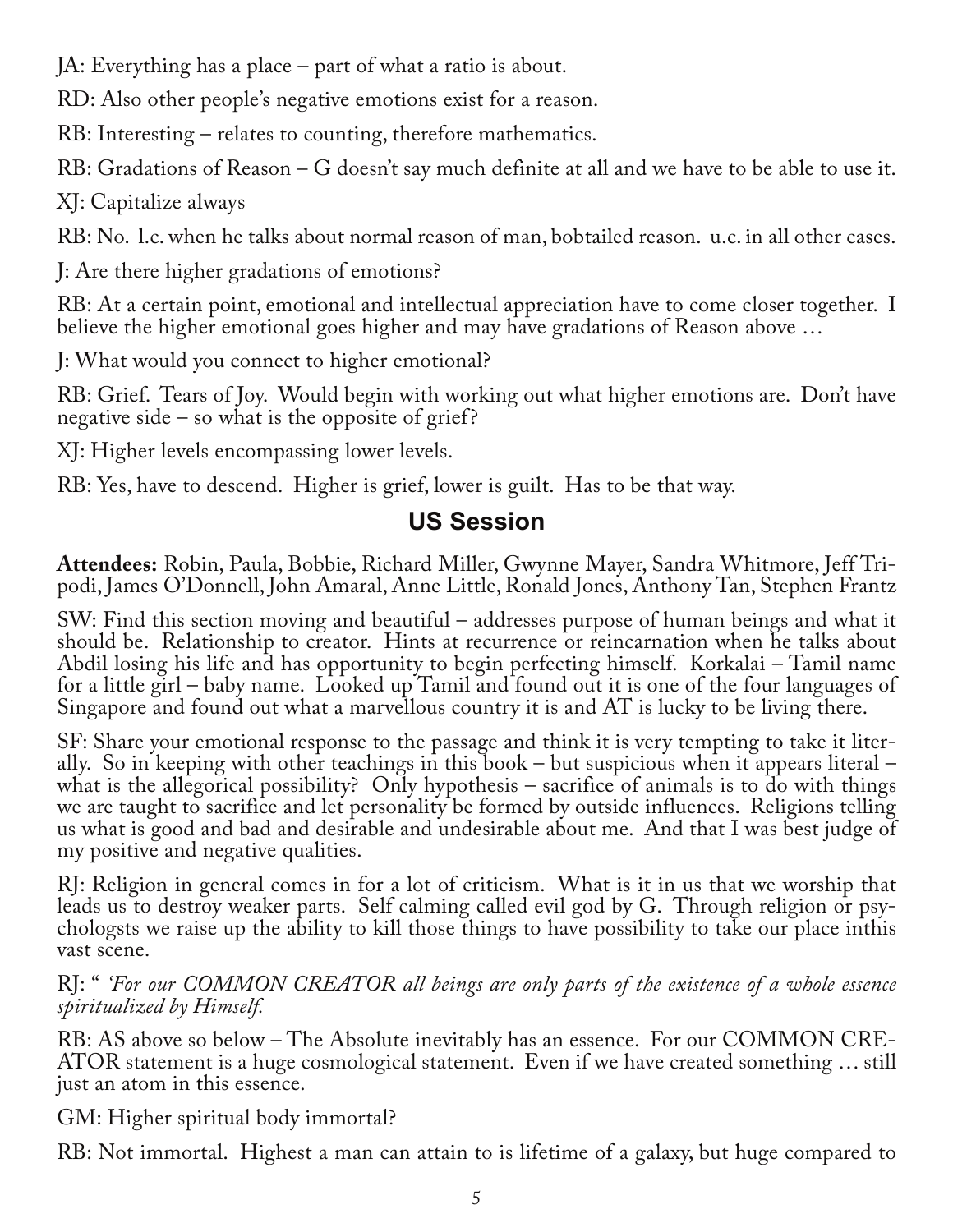JA: Everything has a place – part of what a ratio is about.

RD: Also other people's negative emotions exist for a reason.

RB: Interesting – relates to counting, therefore mathematics.

RB: Gradations of Reason – G doesn't say much definite at all and we have to be able to use it.

XJ: Capitalize always

RB: No. l.c. when he talks about normal reason of man, bobtailed reason. u.c. in all other cases.

J: Are there higher gradations of emotions?

RB: At a certain point, emotional and intellectual appreciation have to come closer together. I believe the higher emotional goes higher and may have gradations of Reason above …

J: What would you connect to higher emotional?

RB: Grief. Tears of Joy. Would begin with working out what higher emotions are. Don't have negative side – so what is the opposite of grief?

XJ: Higher levels encompassing lower levels.

RB: Yes, have to descend. Higher is grief, lower is guilt. Has to be that way.

## US Session

**Attendees:** Robin, Paula, Bobbie, Richard Miller, Gwynne Mayer, Sandra Whitmore, Jeff Tripodi, James O'Donnell, John Amaral, Anne Little, Ronald Jones, Anthony Tan, Stephen Frantz

SW: Find this section moving and beautiful – addresses purpose of human beings and what it should be. Relationship to creator. Hints at recurrence or reincarnation when he talks about Abdil losing his life and has opportunity to begin perfecting himself. Korkalai – Tamil name for a little girl – baby name. Looked up Tamil and found out it is one of the four languages of Singapore and found out what a marvellous country it is and AT is lucky to be living there.

SF: Share your emotional response to the passage and think it is very tempting to take it literally. So in keeping with other teachings in this book – but suspicious when it appears literal – what is the allegorical possibility? Only hypothesis – sacrifice of animals is to do with things we are taught to sacrifice and let personality be formed by outside influences. Religions telling us what is good and bad and desirable and undesirable about me. And that I was best judge of my positive and negative qualities.

RJ: Religion in general comes in for a lot of criticism. What is it in us that we worship that leads us to destroy weaker parts. Self calming called evil god by G. Through religion or psychologsts we raise up the ability to kill those things to have possibility to take our place inthis vast scene.

RJ: " *'For our COMMON CREATOR all beings are only parts of the existence of a whole essence spiritualized by Himself.*

RB: AS above so below – The Absolute inevitably has an essence. For our COMMON CREATOR statement is a huge cosmological statement. Even if we have created something … still just an atom in this essence.

GM: Higher spiritual body immortal?

RB: Not immortal. Highest a man can attain to is lifetime of a galaxy, but huge compared to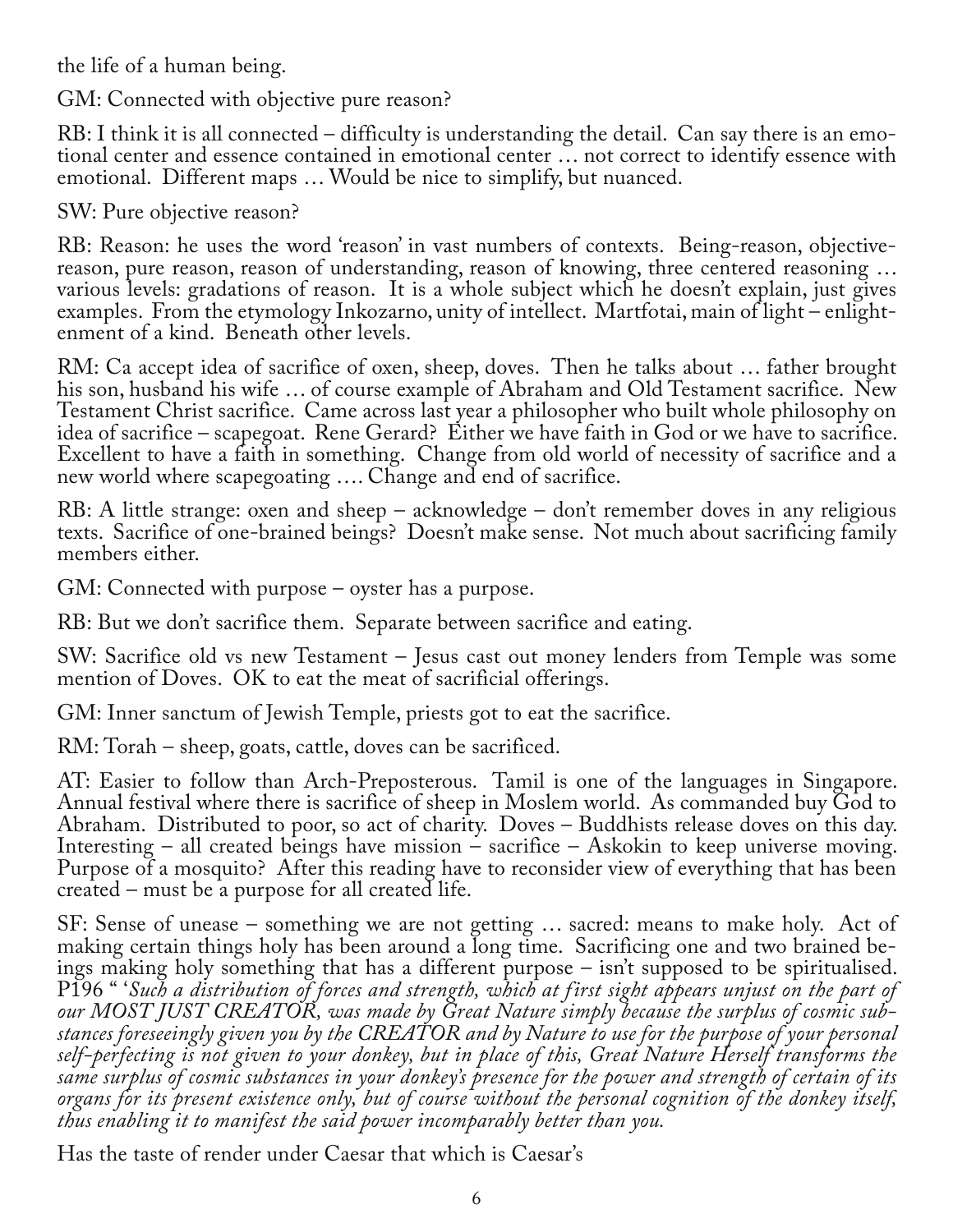the life of a human being.

GM: Connected with objective pure reason?

RB: I think it is all connected – difficulty is understanding the detail. Can say there is an emotional center and essence contained in emotional center … not correct to identify essence with emotional. Different maps … Would be nice to simplify, but nuanced.

SW: Pure objective reason?

RB: Reason: he uses the word 'reason' in vast numbers of contexts. Being-reason, objective-reason, pure reason, reason of understanding, reason of knowing, three centered reasoning … various levels: gradations of reason. It is a whole subject which he doesn't explain, just gives examples. From the etymology Inkozarno, unity of intellect. Martfotai, main of light – enlightenment of a kind. Beneath other levels.

RM: Ca accept idea of sacrifice of oxen, sheep, doves. Then he talks about … father brought his son, husband his wife … of course example of Abraham and Old Testament sacrifice. New Testament Christ sacrifice. Came across last year a philosopher who built whole philosophy on idea of sacrifice – scapegoat. Rene Gerard? Either we have faith in God or we have to sacrifice. Excellent to have a faith in something. Change from old world of necessity of sacrifice and a new world where scapegoating …. Change and end of sacrifice.

RB: A little strange: oxen and sheep – acknowledge – don't remember doves in any religious texts. Sacrifice of one-brained beings? Doesn't make sense. Not much about sacrificing family members either.

GM: Connected with purpose – oyster has a purpose.

RB: But we don't sacrifice them. Separate between sacrifice and eating.

SW: Sacrifice old vs new Testament – Jesus cast out money lenders from Temple was some mention of Doves. OK to eat the meat of sacrificial offerings.

GM: Inner sanctum of Jewish Temple, priests got to eat the sacrifice.

RM: Torah – sheep, goats, cattle, doves can be sacrificed.

AT: Easier to follow than Arch-Preposterous. Tamil is one of the languages in Singapore. Annual festival where there is sacrifice of sheep in Moslem world. As commanded buy God to Abraham. Distributed to poor, so act of charity. Doves – Buddhists release doves on this day. Interesting – all created beings have mission – sacrifice – Askokin to keep universe moving. Purpose of a mosquito? After this reading have to reconsider view of everything that has been created – must be a purpose for all created life.

SF: Sense of unease – something we are not getting … sacred: means to make holy. Act of making certain things holy has been around a long time. Sacrificing one and two brained beings making holy something that has a different purpose – isn't supposed to be spiritualised. P196 " '*Such a distribution of forces and strength, which at first sight appears unjust on the part of our MOST JUST CREATOR, was made by Great Nature simply because the surplus of cosmic substances foreseeingly given you by the CREATOR and by Nature to use for the purpose of your personal self-perfecting is not given to your donkey, but in place of this, Great Nature Herself transforms the same surplus of cosmic substances in your donkey's presence for the power and strength of certain of its organs for its present existence only, but of course without the personal cognition of the donkey itself, thus enabling it to manifest the said power incomparably better than you.*

Has the taste of render under Caesar that which is Caesar's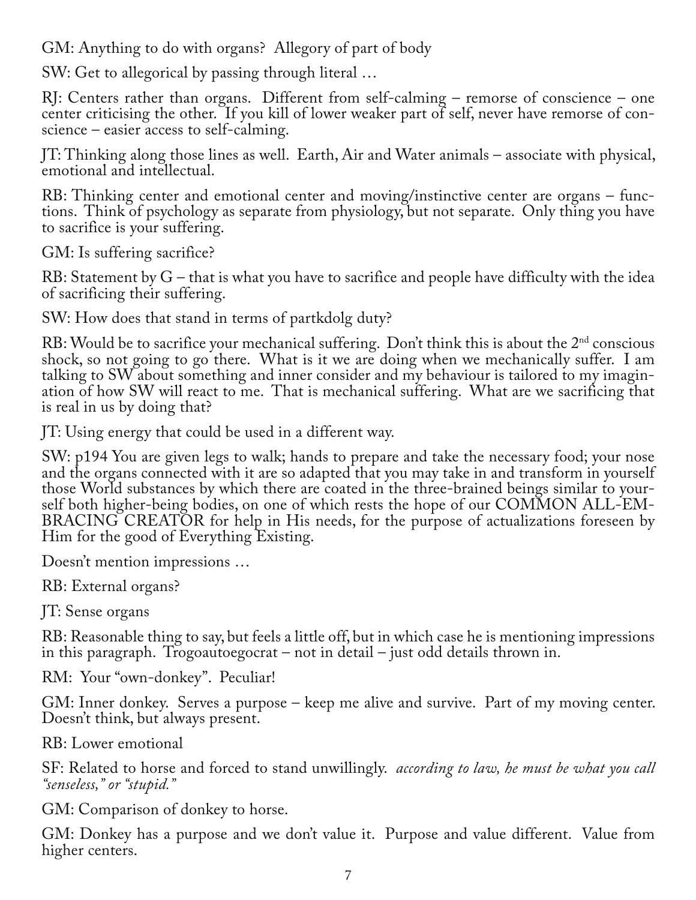GM: Anything to do with organs? Allegory of part of body

SW: Get to allegorical by passing through literal …

RJ: Centers rather than organs. Different from self-calming – remorse of conscience – one center criticising the other. If you kill of lower weaker part of self, never have remorse of conscience – easier access to self-calming.

JT: Thinking along those lines as well. Earth, Air and Water animals – associate with physical, emotional and intellectual.

RB: Thinking center and emotional center and moving/instinctive center are organs – functions. Think of psychology as separate from physiology, but not separate. Only thing you have to sacrifice is your suffering.

GM: Is suffering sacrifice?

RB: Statement by G – that is what you have to sacrifice and people have difficulty with the idea of sacrificing their suffering.

SW: How does that stand in terms of partkdolg duty?

RB: Would be to sacrifice your mechanical suffering. Don't think this is about the 2nd conscious shock, so not going to go there. What is it we are doing when we mechanically suffer. I am talking to SW about something and inner consider and my behaviour is tailored to my imagination of how SW will react to me. That is mechanical suffering. What are we sacrificing that is real in us by doing that?

JT: Using energy that could be used in a different way.

SW: p194 You are given legs to walk; hands to prepare and take the necessary food; your nose and the organs connected with it are so adapted that you may take in and transform in yourself those World substances by which there are coated in the three-brained beings similar to yourself both higher-being bodies, on one of which rests the hope of our COMMON ALL-EMBRACING CREATOR for help in His needs, for the purpose of actualizations foreseen by Him for the good of Everything Existing.

Doesn't mention impressions …

RB: External organs?

JT: Sense organs

RB: Reasonable thing to say, but feels a little off, but in which case he is mentioning impressions in this paragraph. Trogoautoegocrat – not in detail – just odd details thrown in.

RM: Your "own-donkey". Peculiar!

GM: Inner donkey. Serves a purpose – keep me alive and survive. Part of my moving center. Doesn't think, but always present.

RB: Lower emotional

SF: Related to horse and forced to stand unwillingly. *according to law, he must be what you call "senseless," or "stupid."*

GM: Comparison of donkey to horse.

GM: Donkey has a purpose and we don't value it. Purpose and value different. Value from higher centers.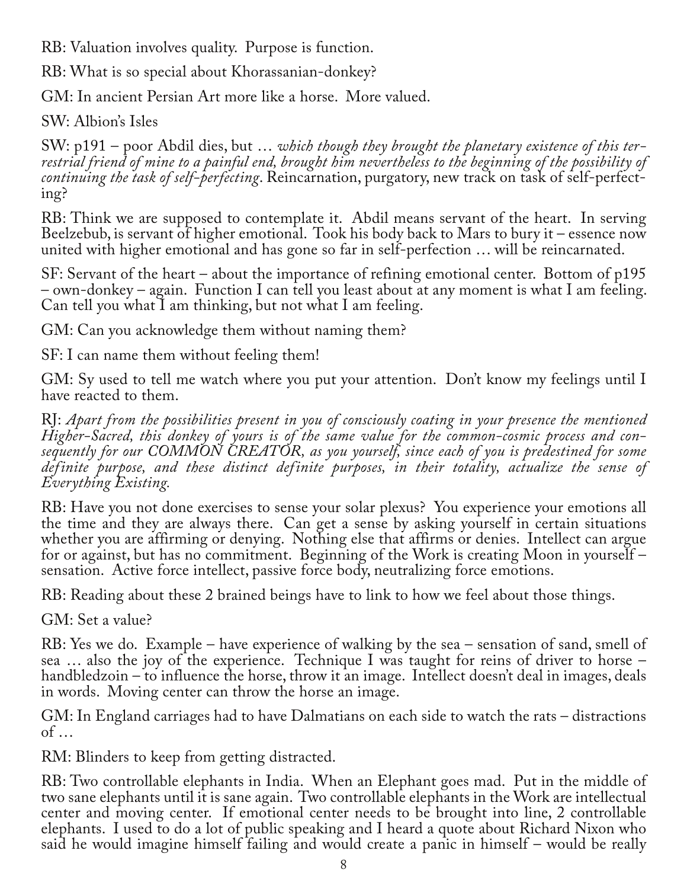RB: Valuation involves quality. Purpose is function.

RB: What is so special about Khorassanian-donkey?

GM: In ancient Persian Art more like a horse. More valued.

SW: Albion's Isles

SW: p191 – poor Abdil dies, but … *which though they brought the planetary existence of this terrestrial friend of mine to a painful end, brought him nevertheless to the beginning of the possibility of continuing the task of self-perfecting*. Reincarnation, purgatory, new track on task of self-perfecting?

RB: Think we are supposed to contemplate it. Abdil means servant of the heart. In serving Beelzebub, is servant of higher emotional. Took his body back to Mars to bury it – essence now united with higher emotional and has gone so far in self-perfection … will be reincarnated.

SF: Servant of the heart – about the importance of refining emotional center. Bottom of p195 – own-donkey – again. Function I can tell you least about at any moment is what I am feeling. Can tell you what I am thinking, but not what I am feeling.

GM: Can you acknowledge them without naming them?

SF: I can name them without feeling them!

GM: Sy used to tell me watch where you put your attention. Don't know my feelings until I have reacted to them.

RJ: *Apart from the possibilities present in you of consciously coating in your presence the mentioned Higher-Sacred, this donkey of yours is of the same value for the common-cosmic process and consequently for our COMMON CREATOR, as you yourself, since each of you is predestined for some definite purpose, and these distinct definite purposes, in their totality, actualize the sense of Everything Existing.*

RB: Have you not done exercises to sense your solar plexus? You experience your emotions all the time and they are always there. Can get a sense by asking yourself in certain situations whether you are affirming or denying. Nothing else that affirms or denies. Intellect can argue for or against, but has no commitment. Beginning of the Work is creating Moon in yourself – sensation. Active force intellect, passive force body, neutralizing force emotions.

RB: Reading about these 2 brained beings have to link to how we feel about those things.

GM: Set a value?

RB: Yes we do. Example – have experience of walking by the sea – sensation of sand, smell of sea … also the joy of the experience. Technique I was taught for reins of driver to horse – handbledzoin – to influence the horse, throw it an image. Intellect doesn't deal in images, deals in words. Moving center can throw the horse an image.

GM: In England carriages had to have Dalmatians on each side to watch the rats – distractions of …

RM: Blinders to keep from getting distracted.

RB: Two controllable elephants in India. When an Elephant goes mad. Put in the middle of two sane elephants until it is sane again. Two controllable elephants in the Work are intellectual center and moving center. If emotional center needs to be brought into line, 2 controllable elephants. I used to do a lot of public speaking and I heard a quote about Richard Nixon who said he would imagine himself failing and would create a panic in himself – would be really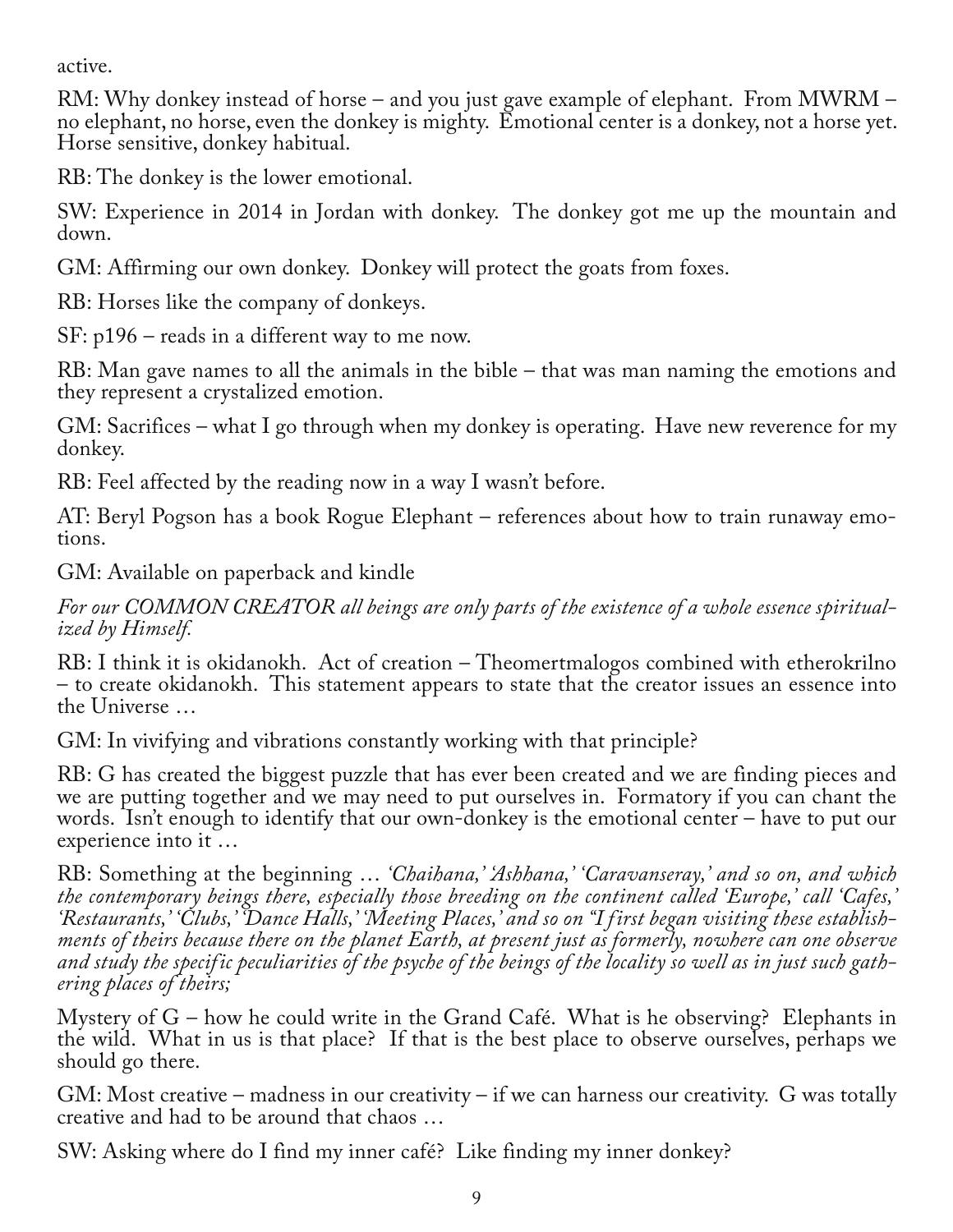active.

RM: Why donkey instead of horse – and you just gave example of elephant. From MWRM – no elephant, no horse, even the donkey is mighty. Emotional center is a donkey, not a horse yet. Horse sensitive, donkey habitual.

RB: The donkey is the lower emotional.

SW: Experience in 2014 in Jordan with donkey. The donkey got me up the mountain and down.

GM: Affirming our own donkey. Donkey will protect the goats from foxes.

RB: Horses like the company of donkeys.

SF: p196 – reads in a different way to me now.

RB: Man gave names to all the animals in the bible – that was man naming the emotions and they represent a crystalized emotion.

GM: Sacrifices – what I go through when my donkey is operating. Have new reverence for my donkey.

RB: Feel affected by the reading now in a way I wasn't before.

AT: Beryl Pogson has a book Rogue Elephant – references about how to train runaway emotions.

GM: Available on paperback and kindle

*For our COMMON CREATOR all beings are only parts of the existence of a whole essence spiritualized by Himself.*

RB: I think it is okidanokh. Act of creation – Theomertmalogos combined with etherokrilno – to create okidanokh. This statement appears to state that the creator issues an essence into the Universe …

GM: In vivifying and vibrations constantly working with that principle?

RB: G has created the biggest puzzle that has ever been created and we are finding pieces and we are putting together and we may need to put ourselves in. Formatory if you can chant the words. Isn't enough to identify that our own-donkey is the emotional center – have to put our experience into it …

RB: Something at the beginning … *'Chaihana,' 'Ashhana,' 'Caravanseray,' and so on, and which the contemporary beings there, especially those breeding on the continent called 'Europe,' call 'Cafes,' 'Restaurants,' 'Clubs,' 'Dance Halls,' 'Meeting Places,' and so on "I first began visiting these establishments of theirs because there on the planet Earth, at present just as formerly, nowhere can one observe and study the specific peculiarities of the psyche of the beings of the locality so well as in just such gathering places of theirs;*

Mystery of G – how he could write in the Grand Café. What is he observing? Elephants in the wild. What in us is that place? If that is the best place to observe ourselves, perhaps we should go there.

GM: Most creative – madness in our creativity – if we can harness our creativity. G was totally creative and had to be around that chaos …

SW: Asking where do I find my inner café? Like finding my inner donkey?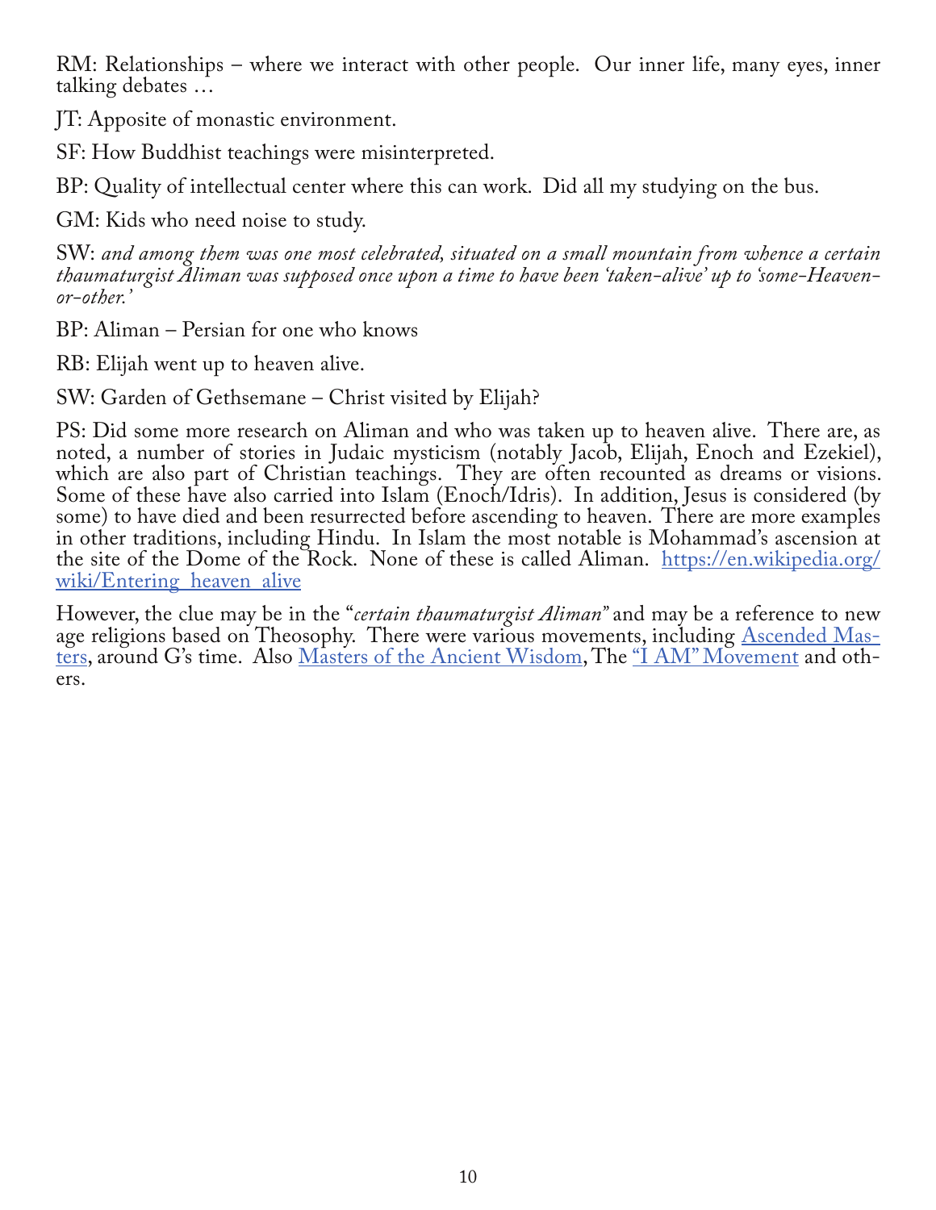RM: Relationships – where we interact with other people. Our inner life, many eyes, inner talking debates …

JT: Apposite of monastic environment.

SF: How Buddhist teachings were misinterpreted.

BP: Quality of intellectual center where this can work. Did all my studying on the bus.

GM: Kids who need noise to study.

SW: *and among them was one most celebrated, situated on a small mountain from whence a certain thaumaturgist Aliman was supposed once upon a time to have been 'taken-alive' up to 'some-Heaven-or-other.'*

BP: Aliman – Persian for one who knows

RB: Elijah went up to heaven alive.

SW: Garden of Gethsemane – Christ visited by Elijah?

PS: Did some more research on Aliman and who was taken up to heaven alive. There are, as noted, a number of stories in Judaic mysticism (notably Jacob, Elijah, Enoch and Ezekiel), which are also part of Christian teachings. They are often recounted as dreams or visions. Some of these have also carried into Islam (Enoch/Idris). In addition, Jesus is considered (by some) to have died and been resurrected before ascending to heaven. There are more examples in other traditions, including Hindu. In Islam the most notable is Mohammad's ascension at the site of the Dome of the Rock. None of these is called Aliman. https://en.wikipedia.org/wiki/Entering_heaven_alive

However, the clue may be in the "*certain thaumaturgist Aliman*" and may be a reference to new age religions based on Theosophy. There were various movements, including Ascended Masters, around G's time. Also Masters of the Ancient Wisdom, The "I AM" Movement and others.